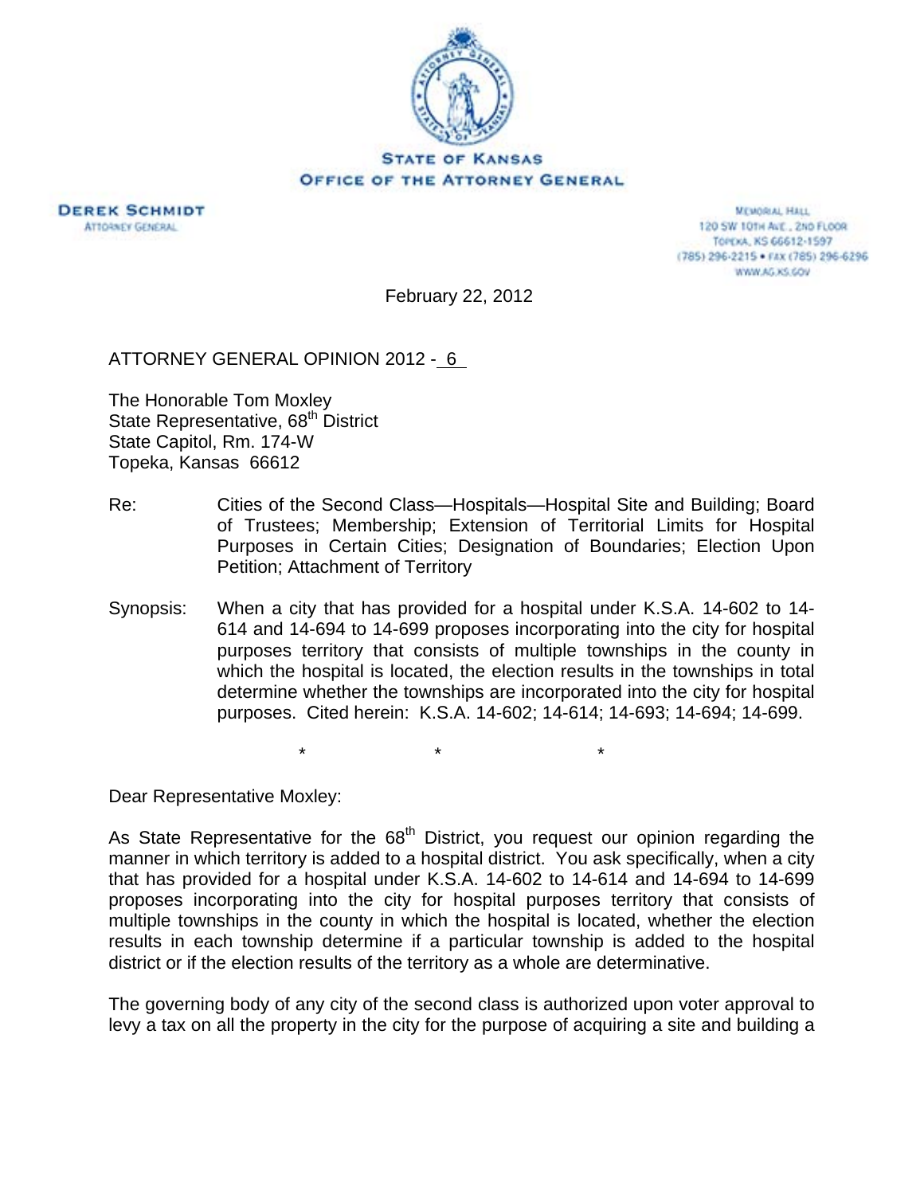**STATE OF KANSAS**
**OFFICE OF THE ATTORNEY GENERAL**

**DEREK SCHMIDT**
ATTORNEY GENERAL

MEMORIAL HALL
120 SW 10TH AVE., 2ND FLOOR
TOPEKA, KS 66612-1597
(785) 296-2215 • FAX (785) 296-6296
WWW.AG.KS.GOV

February 22, 2012

ATTORNEY GENERAL OPINION 2012 - 6

The Honorable Tom Moxley
State Representative, 68th District
State Capitol, Rm. 174-W
Topeka, Kansas 66612

Re: Cities of the Second Class—Hospitals—Hospital Site and Building; Board of Trustees; Membership; Extension of Territorial Limits for Hospital Purposes in Certain Cities; Designation of Boundaries; Election Upon Petition; Attachment of Territory

Synopsis: When a city that has provided for a hospital under K.S.A. 14-602 to 14-614 and 14-694 to 14-699 proposes incorporating into the city for hospital purposes territory that consists of multiple townships in the county in which the hospital is located, the election results in the townships in total determine whether the townships are incorporated into the city for hospital purposes. Cited herein: K.S.A. 14-602; 14-614; 14-693; 14-694; 14-699.

\* \* \*

Dear Representative Moxley:

As State Representative for the 68th District, you request our opinion regarding the manner in which territory is added to a hospital district. You ask specifically, when a city that has provided for a hospital under K.S.A. 14-602 to 14-614 and 14-694 to 14-699 proposes incorporating into the city for hospital purposes territory that consists of multiple townships in the county in which the hospital is located, whether the election results in each township determine if a particular township is added to the hospital district or if the election results of the territory as a whole are determinative.

The governing body of any city of the second class is authorized upon voter approval to levy a tax on all the property in the city for the purpose of acquiring a site and building a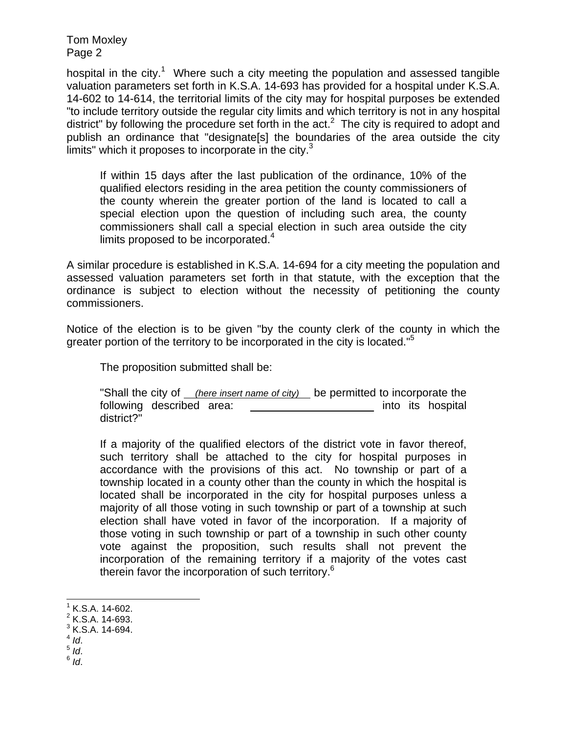hospital in the city.[1] Where such a city meeting the population and assessed tangible valuation parameters set forth in K.S.A. 14-693 has provided for a hospital under K.S.A. 14-602 to 14-614, the territorial limits of the city may for hospital purposes be extended "to include territory outside the regular city limits and which territory is not in any hospital district" by following the procedure set forth in the act.[2] The city is required to adopt and publish an ordinance that "designate[s] the boundaries of the area outside the city limits" which it proposes to incorporate in the city.[3]

> If within 15 days after the last publication of the ordinance, 10% of the qualified electors residing in the area petition the county commissioners of the county wherein the greater portion of the land is located to call a special election upon the question of including such area, the county commissioners shall call a special election in such area outside the city limits proposed to be incorporated.[4]

A similar procedure is established in K.S.A. 14-694 for a city meeting the population and assessed valuation parameters set forth in that statute, with the exception that the ordinance is subject to election without the necessity of petitioning the county commissioners.

Notice of the election is to be given "by the county clerk of the county in which the greater portion of the territory to be incorporated in the city is located."[5]

> The proposition submitted shall be:
>
> "Shall the city of ___*(here insert name of city)*___ be permitted to incorporate the following described area: ____________________ into its hospital district?"
>
> If a majority of the qualified electors of the district vote in favor thereof, such territory shall be attached to the city for hospital purposes in accordance with the provisions of this act. No township or part of a township located in a county other than the county in which the hospital is located shall be incorporated in the city for hospital purposes unless a majority of all those voting in such township or part of a township at such election shall have voted in favor of the incorporation. If a majority of those voting in such township or part of a township in such other county vote against the proposition, such results shall not prevent the incorporation of the remaining territory if a majority of the votes cast therein favor the incorporation of such territory.[6]

---

[1] K.S.A. 14-602.
[2] K.S.A. 14-693.
[3] K.S.A. 14-694.
[4] *Id*.
[5] *Id*.
[6] *Id*.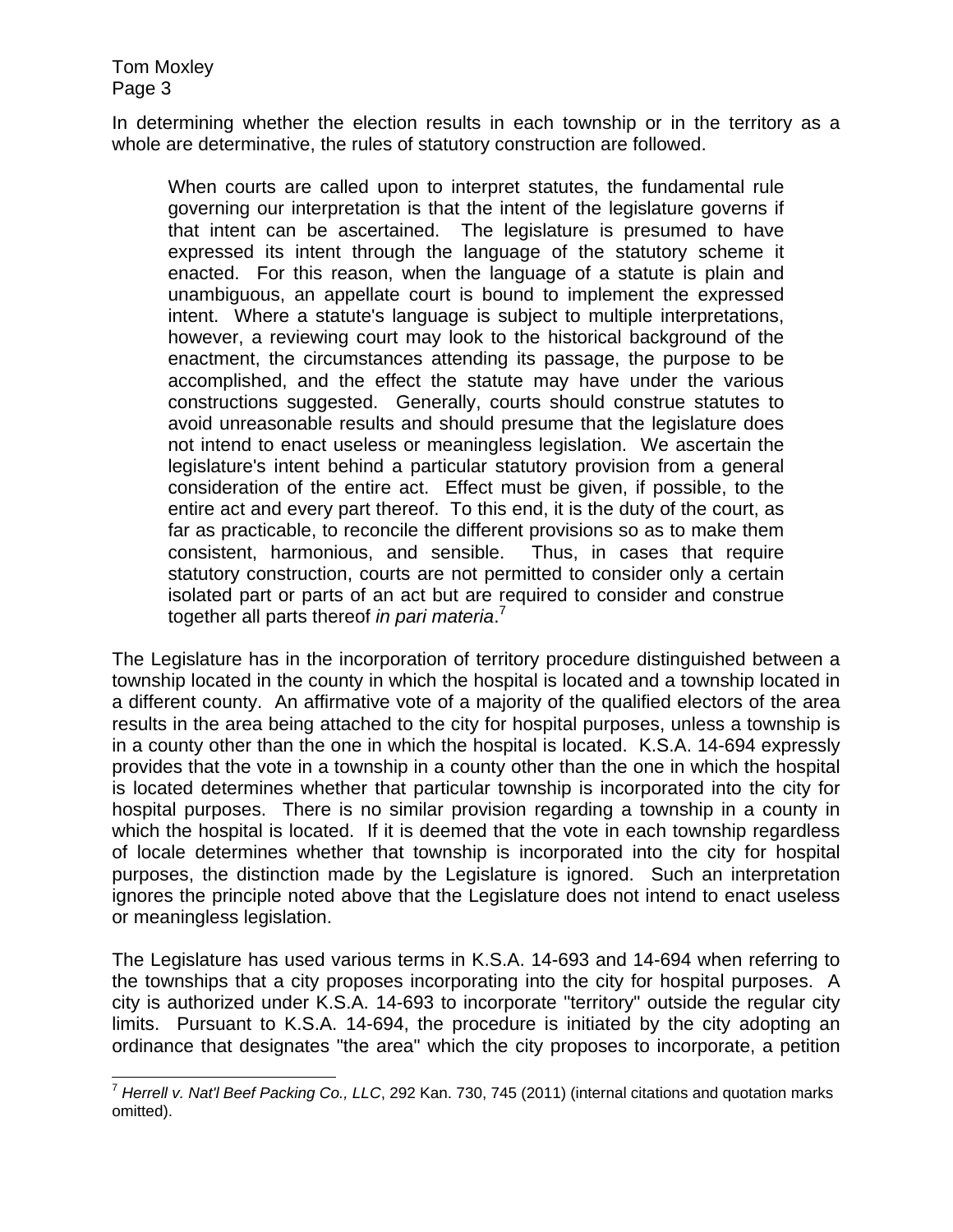In determining whether the election results in each township or in the territory as a whole are determinative, the rules of statutory construction are followed.

> When courts are called upon to interpret statutes, the fundamental rule governing our interpretation is that the intent of the legislature governs if that intent can be ascertained. The legislature is presumed to have expressed its intent through the language of the statutory scheme it enacted. For this reason, when the language of a statute is plain and unambiguous, an appellate court is bound to implement the expressed intent. Where a statute's language is subject to multiple interpretations, however, a reviewing court may look to the historical background of the enactment, the circumstances attending its passage, the purpose to be accomplished, and the effect the statute may have under the various constructions suggested. Generally, courts should construe statutes to avoid unreasonable results and should presume that the legislature does not intend to enact useless or meaningless legislation. We ascertain the legislature's intent behind a particular statutory provision from a general consideration of the entire act. Effect must be given, if possible, to the entire act and every part thereof. To this end, it is the duty of the court, as far as practicable, to reconcile the different provisions so as to make them consistent, harmonious, and sensible. Thus, in cases that require statutory construction, courts are not permitted to consider only a certain isolated part or parts of an act but are required to consider and construe together all parts thereof *in pari materia*.[7]

The Legislature has in the incorporation of territory procedure distinguished between a township located in the county in which the hospital is located and a township located in a different county. An affirmative vote of a majority of the qualified electors of the area results in the area being attached to the city for hospital purposes, unless a township is in a county other than the one in which the hospital is located. K.S.A. 14-694 expressly provides that the vote in a township in a county other than the one in which the hospital is located determines whether that particular township is incorporated into the city for hospital purposes. There is no similar provision regarding a township in a county in which the hospital is located. If it is deemed that the vote in each township regardless of locale determines whether that township is incorporated into the city for hospital purposes, the distinction made by the Legislature is ignored. Such an interpretation ignores the principle noted above that the Legislature does not intend to enact useless or meaningless legislation.

The Legislature has used various terms in K.S.A. 14-693 and 14-694 when referring to the townships that a city proposes incorporating into the city for hospital purposes. A city is authorized under K.S.A. 14-693 to incorporate "territory" outside the regular city limits. Pursuant to K.S.A. 14-694, the procedure is initiated by the city adopting an ordinance that designates "the area" which the city proposes to incorporate, a petition

---

[7] *Herrell v. Nat'l Beef Packing Co., LLC*, 292 Kan. 730, 745 (2011) (internal citations and quotation marks omitted).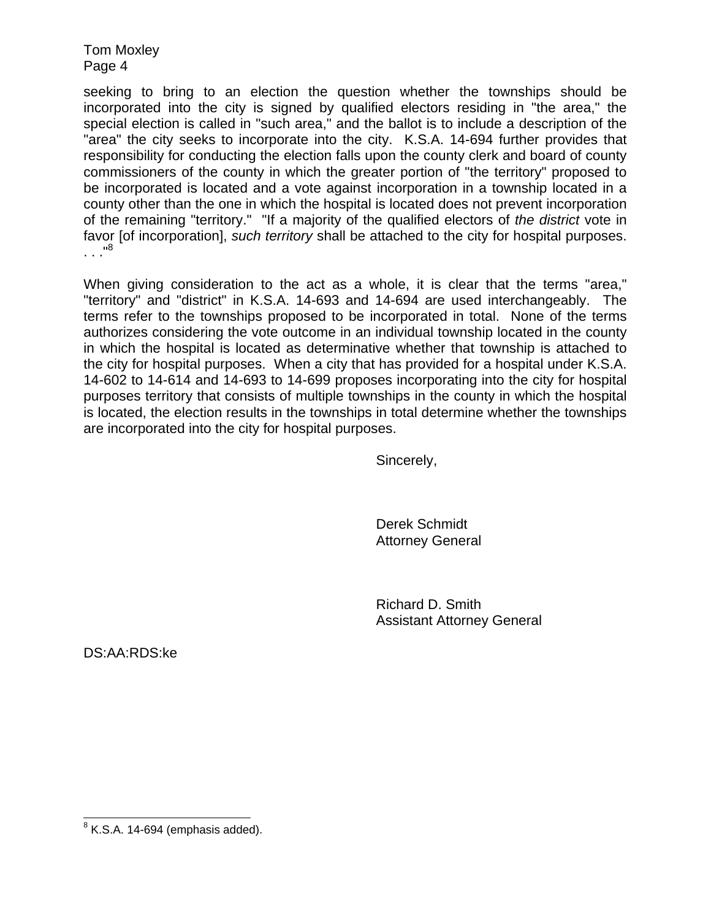seeking to bring to an election the question whether the townships should be incorporated into the city is signed by qualified electors residing in "the area," the special election is called in "such area," and the ballot is to include a description of the "area" the city seeks to incorporate into the city. K.S.A. 14-694 further provides that responsibility for conducting the election falls upon the county clerk and board of county commissioners of the county in which the greater portion of "the territory" proposed to be incorporated is located and a vote against incorporation in a township located in a county other than the one in which the hospital is located does not prevent incorporation of the remaining "territory." "If a majority of the qualified electors of *the district* vote in favor [of incorporation], *such territory* shall be attached to the city for hospital purposes. . . ."[8]

When giving consideration to the act as a whole, it is clear that the terms "area," "territory" and "district" in K.S.A. 14-693 and 14-694 are used interchangeably. The terms refer to the townships proposed to be incorporated in total. None of the terms authorizes considering the vote outcome in an individual township located in the county in which the hospital is located as determinative whether that township is attached to the city for hospital purposes. When a city that has provided for a hospital under K.S.A. 14-602 to 14-614 and 14-693 to 14-699 proposes incorporating into the city for hospital purposes territory that consists of multiple townships in the county in which the hospital is located, the election results in the townships in total determine whether the townships are incorporated into the city for hospital purposes.

Sincerely,

Derek Schmidt
Attorney General

Richard D. Smith
Assistant Attorney General

DS:AA:RDS:ke

---

[8] K.S.A. 14-694 (emphasis added).